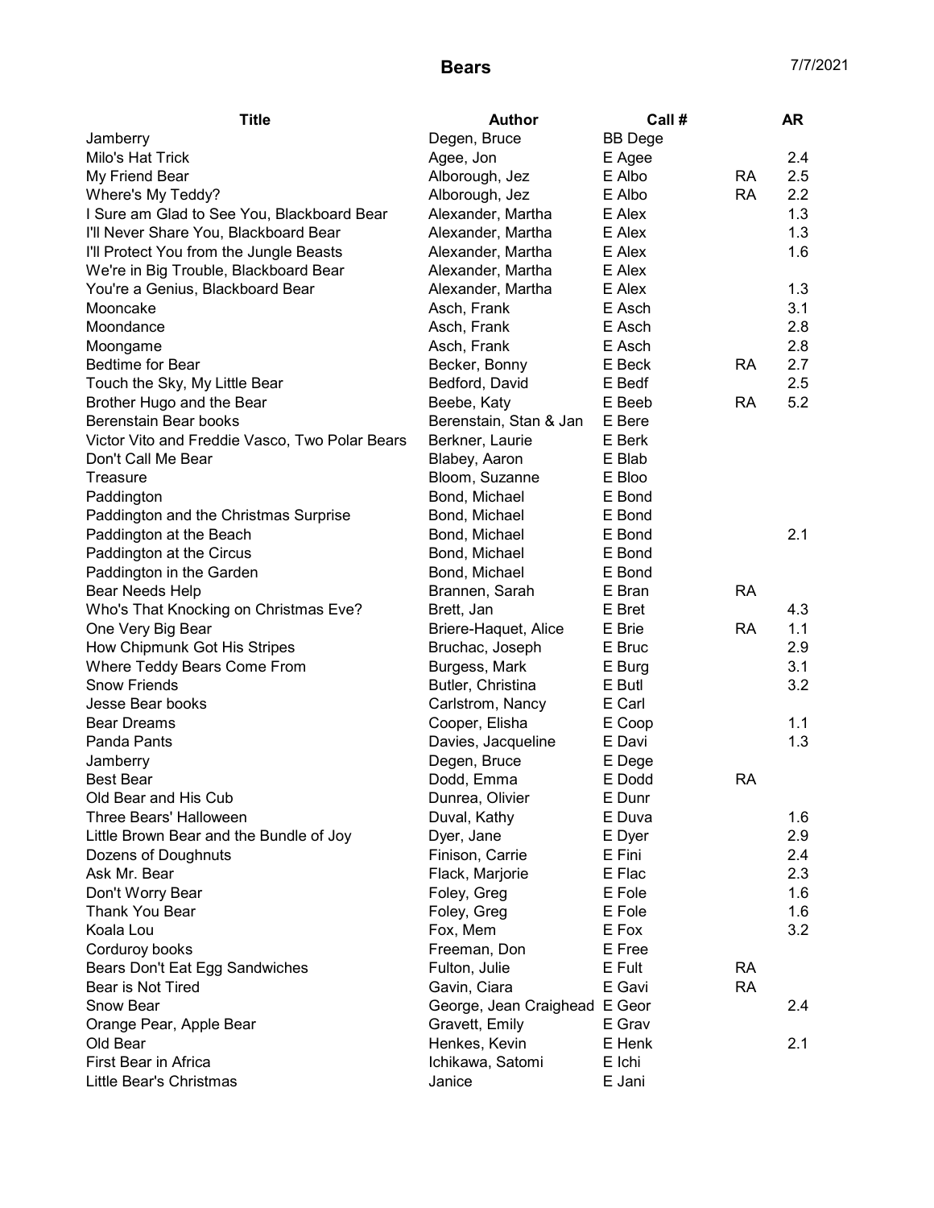# Bears

7/7/2021

| Title | Author | Call # | | AR |
|---|---|---|---|---|
| Jamberry | Degen, Bruce | BB Dege | | |
| Milo's Hat Trick | Agee, Jon | E Agee | | 2.4 |
| My Friend Bear | Alborough, Jez | E Albo | RA | 2.5 |
| Where's My Teddy? | Alborough, Jez | E Albo | RA | 2.2 |
| I Sure am Glad to See You, Blackboard Bear | Alexander, Martha | E Alex | | 1.3 |
| I'll Never Share You, Blackboard Bear | Alexander, Martha | E Alex | | 1.3 |
| I'll Protect You from the Jungle Beasts | Alexander, Martha | E Alex | | 1.6 |
| We're in Big Trouble, Blackboard Bear | Alexander, Martha | E Alex | | |
| You're a Genius, Blackboard Bear | Alexander, Martha | E Alex | | 1.3 |
| Mooncake | Asch, Frank | E Asch | | 3.1 |
| Moondance | Asch, Frank | E Asch | | 2.8 |
| Moongame | Asch, Frank | E Asch | | 2.8 |
| Bedtime for Bear | Becker, Bonny | E Beck | RA | 2.7 |
| Touch the Sky, My Little Bear | Bedford, David | E Bedf | | 2.5 |
| Brother Hugo and the Bear | Beebe, Katy | E Beeb | RA | 5.2 |
| Berenstain Bear books | Berenstain, Stan & Jan | E Bere | | |
| Victor Vito and Freddie Vasco, Two Polar Bears | Berkner, Laurie | E Berk | | |
| Don't Call Me Bear | Blabey, Aaron | E Blab | | |
| Treasure | Bloom, Suzanne | E Bloo | | |
| Paddington | Bond, Michael | E Bond | | |
| Paddington and the Christmas Surprise | Bond, Michael | E Bond | | |
| Paddington at the Beach | Bond, Michael | E Bond | | 2.1 |
| Paddington at the Circus | Bond, Michael | E Bond | | |
| Paddington in the Garden | Bond, Michael | E Bond | | |
| Bear Needs Help | Brannen, Sarah | E Bran | RA | |
| Who's That Knocking on Christmas Eve? | Brett, Jan | E Bret | | 4.3 |
| One Very Big Bear | Briere-Haquet, Alice | E Brie | RA | 1.1 |
| How Chipmunk Got His Stripes | Bruchac, Joseph | E Bruc | | 2.9 |
| Where Teddy Bears Come From | Burgess, Mark | E Burg | | 3.1 |
| Snow Friends | Butler, Christina | E Butl | | 3.2 |
| Jesse Bear books | Carlstrom, Nancy | E Carl | | |
| Bear Dreams | Cooper, Elisha | E Coop | | 1.1 |
| Panda Pants | Davies, Jacqueline | E Davi | | 1.3 |
| Jamberry | Degen, Bruce | E Dege | | |
| Best Bear | Dodd, Emma | E Dodd | RA | |
| Old Bear and His Cub | Dunrea, Olivier | E Dunr | | |
| Three Bears' Halloween | Duval, Kathy | E Duva | | 1.6 |
| Little Brown Bear and the Bundle of Joy | Dyer, Jane | E Dyer | | 2.9 |
| Dozens of Doughnuts | Finison, Carrie | E Fini | | 2.4 |
| Ask Mr. Bear | Flack, Marjorie | E Flac | | 2.3 |
| Don't Worry Bear | Foley, Greg | E Fole | | 1.6 |
| Thank You Bear | Foley, Greg | E Fole | | 1.6 |
| Koala Lou | Fox, Mem | E Fox | | 3.2 |
| Corduroy books | Freeman, Don | E Free | | |
| Bears Don't Eat Egg Sandwiches | Fulton, Julie | E Fult | RA | |
| Bear is Not Tired | Gavin, Ciara | E Gavi | RA | |
| Snow Bear | George, Jean Craighead | E Geor | | 2.4 |
| Orange Pear, Apple Bear | Gravett, Emily | E Grav | | |
| Old Bear | Henkes, Kevin | E Henk | | 2.1 |
| First Bear in Africa | Ichikawa, Satomi | E Ichi | | |
| Little Bear's Christmas | Janice | E Jani | | |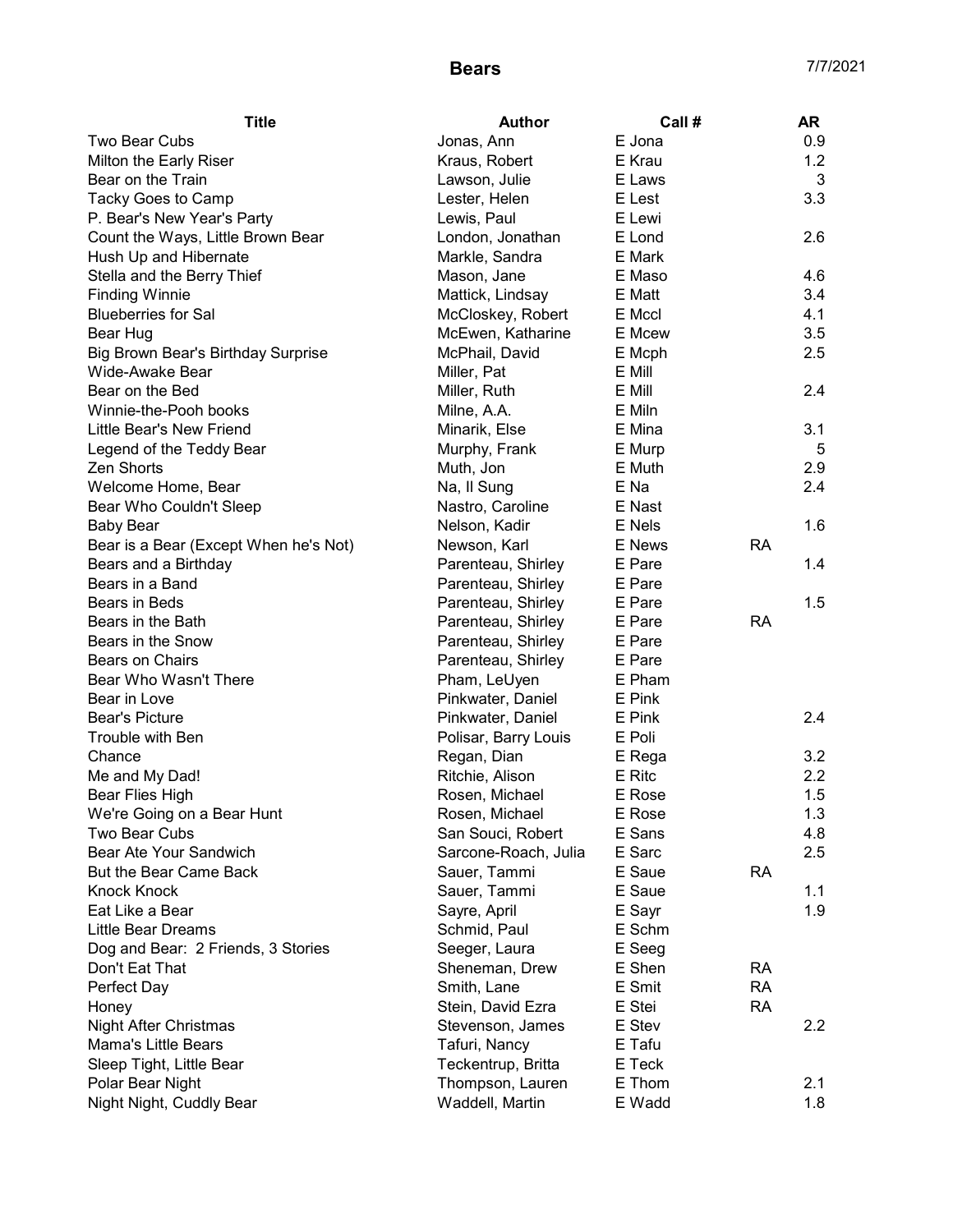| Title | Author | Call # | | AR |
|---|---|---|---|---|
| Two Bear Cubs | Jonas, Ann | E Jona | | 0.9 |
| Milton the Early Riser | Kraus, Robert | E Krau | | 1.2 |
| Bear on the Train | Lawson, Julie | E Laws | | 3 |
| Tacky Goes to Camp | Lester, Helen | E Lest | | 3.3 |
| P. Bear's New Year's Party | Lewis, Paul | E Lewi | | |
| Count the Ways, Little Brown Bear | London, Jonathan | E Lond | | 2.6 |
| Hush Up and Hibernate | Markle, Sandra | E Mark | | |
| Stella and the Berry Thief | Mason, Jane | E Maso | | 4.6 |
| Finding Winnie | Mattick, Lindsay | E Matt | | 3.4 |
| Blueberries for Sal | McCloskey, Robert | E Mccl | | 4.1 |
| Bear Hug | McEwen, Katharine | E Mcew | | 3.5 |
| Big Brown Bear's Birthday Surprise | McPhail, David | E Mcph | | 2.5 |
| Wide-Awake Bear | Miller, Pat | E Mill | | |
| Bear on the Bed | Miller, Ruth | E Mill | | 2.4 |
| Winnie-the-Pooh books | Milne, A.A. | E Miln | | |
| Little Bear's New Friend | Minarik, Else | E Mina | | 3.1 |
| Legend of the Teddy Bear | Murphy, Frank | E Murp | | 5 |
| Zen Shorts | Muth, Jon | E Muth | | 2.9 |
| Welcome Home, Bear | Na, Il Sung | E Na | | 2.4 |
| Bear Who Couldn't Sleep | Nastro, Caroline | E Nast | | |
| Baby Bear | Nelson, Kadir | E Nels | | 1.6 |
| Bear is a Bear (Except When he's Not) | Newson, Karl | E News | RA | |
| Bears and a Birthday | Parenteau, Shirley | E Pare | | 1.4 |
| Bears in a Band | Parenteau, Shirley | E Pare | | |
| Bears in Beds | Parenteau, Shirley | E Pare | | 1.5 |
| Bears in the Bath | Parenteau, Shirley | E Pare | RA | |
| Bears in the Snow | Parenteau, Shirley | E Pare | | |
| Bears on Chairs | Parenteau, Shirley | E Pare | | |
| Bear Who Wasn't There | Pham, LeUyen | E Pham | | |
| Bear in Love | Pinkwater, Daniel | E Pink | | |
| Bear's Picture | Pinkwater, Daniel | E Pink | | 2.4 |
| Trouble with Ben | Polisar, Barry Louis | E Poli | | |
| Chance | Regan, Dian | E Rega | | 3.2 |
| Me and My Dad! | Ritchie, Alison | E Ritc | | 2.2 |
| Bear Flies High | Rosen, Michael | E Rose | | 1.5 |
| We're Going on a Bear Hunt | Rosen, Michael | E Rose | | 1.3 |
| Two Bear Cubs | San Souci, Robert | E Sans | | 4.8 |
| Bear Ate Your Sandwich | Sarcone-Roach, Julia | E Sarc | | 2.5 |
| But the Bear Came Back | Sauer, Tammi | E Saue | RA | |
| Knock Knock | Sauer, Tammi | E Saue | | 1.1 |
| Eat Like a Bear | Sayre, April | E Sayr | | 1.9 |
| Little Bear Dreams | Schmid, Paul | E Schm | | |
| Dog and Bear: 2 Friends, 3 Stories | Seeger, Laura | E Seeg | | |
| Don't Eat That | Sheneman, Drew | E Shen | RA | |
| Perfect Day | Smith, Lane | E Smit | RA | |
| Honey | Stein, David Ezra | E Stei | RA | |
| Night After Christmas | Stevenson, James | E Stev | | 2.2 |
| Mama's Little Bears | Tafuri, Nancy | E Tafu | | |
| Sleep Tight, Little Bear | Teckentrup, Britta | E Teck | | |
| Polar Bear Night | Thompson, Lauren | E Thom | | 2.1 |
| Night Night, Cuddly Bear | Waddell, Martin | E Wadd | | 1.8 |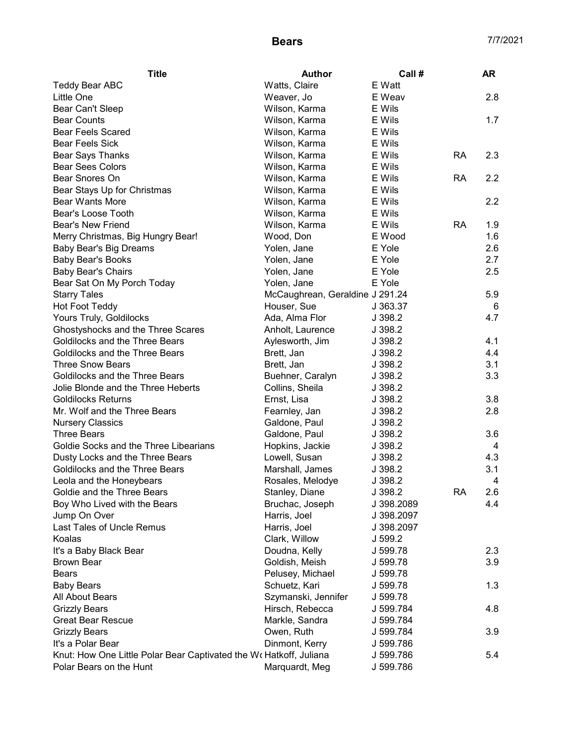# Bears

7/7/2021

| Title | Author | Call # | | AR |
|---|---|---|---|---|
| Teddy Bear ABC | Watts, Claire | E Watt | | |
| Little One | Weaver, Jo | E Weav | | 2.8 |
| Bear Can't Sleep | Wilson, Karma | E Wils | | |
| Bear Counts | Wilson, Karma | E Wils | | 1.7 |
| Bear Feels Scared | Wilson, Karma | E Wils | | |
| Bear Feels Sick | Wilson, Karma | E Wils | | |
| Bear Says Thanks | Wilson, Karma | E Wils | RA | 2.3 |
| Bear Sees Colors | Wilson, Karma | E Wils | | |
| Bear Snores On | Wilson, Karma | E Wils | RA | 2.2 |
| Bear Stays Up for Christmas | Wilson, Karma | E Wils | | |
| Bear Wants More | Wilson, Karma | E Wils | | 2.2 |
| Bear's Loose Tooth | Wilson, Karma | E Wils | | |
| Bear's New Friend | Wilson, Karma | E Wils | RA | 1.9 |
| Merry Christmas, Big Hungry Bear! | Wood, Don | E Wood | | 1.6 |
| Baby Bear's Big Dreams | Yolen, Jane | E Yole | | 2.6 |
| Baby Bear's Books | Yolen, Jane | E Yole | | 2.7 |
| Baby Bear's Chairs | Yolen, Jane | E Yole | | 2.5 |
| Bear Sat On My Porch Today | Yolen, Jane | E Yole | | |
| Starry Tales | McCaughrean, Geraldine | J 291.24 | | 5.9 |
| Hot Foot Teddy | Houser, Sue | J 363.37 | | 6 |
| Yours Truly, Goldilocks | Ada, Alma Flor | J 398.2 | | 4.7 |
| Ghostyshocks and the Three Scares | Anholt, Laurence | J 398.2 | | |
| Goldilocks and the Three Bears | Aylesworth, Jim | J 398.2 | | 4.1 |
| Goldilocks and the Three Bears | Brett, Jan | J 398.2 | | 4.4 |
| Three Snow Bears | Brett, Jan | J 398.2 | | 3.1 |
| Goldilocks and the Three Bears | Buehner, Caralyn | J 398.2 | | 3.3 |
| Jolie Blonde and the Three Heberts | Collins, Sheila | J 398.2 | | |
| Goldilocks Returns | Ernst, Lisa | J 398.2 | | 3.8 |
| Mr. Wolf and the Three Bears | Fearnley, Jan | J 398.2 | | 2.8 |
| Nursery Classics | Galdone, Paul | J 398.2 | | |
| Three Bears | Galdone, Paul | J 398.2 | | 3.6 |
| Goldie Socks and the Three Libearians | Hopkins, Jackie | J 398.2 | | 4 |
| Dusty Locks and the Three Bears | Lowell, Susan | J 398.2 | | 4.3 |
| Goldilocks and the Three Bears | Marshall, James | J 398.2 | | 3.1 |
| Leola and the Honeybears | Rosales, Melodye | J 398.2 | | 4 |
| Goldie and the Three Bears | Stanley, Diane | J 398.2 | RA | 2.6 |
| Boy Who Lived with the Bears | Bruchac, Joseph | J 398.2089 | | 4.4 |
| Jump On Over | Harris, Joel | J 398.2097 | | |
| Last Tales of Uncle Remus | Harris, Joel | J 398.2097 | | |
| Koalas | Clark, Willow | J 599.2 | | |
| It's a Baby Black Bear | Doudna, Kelly | J 599.78 | | 2.3 |
| Brown Bear | Goldish, Meish | J 599.78 | | 3.9 |
| Bears | Pelusey, Michael | J 599.78 | | |
| Baby Bears | Schuetz, Kari | J 599.78 | | 1.3 |
| All About Bears | Szymanski, Jennifer | J 599.78 | | |
| Grizzly Bears | Hirsch, Rebecca | J 599.784 | | 4.8 |
| Great Bear Rescue | Markle, Sandra | J 599.784 | | |
| Grizzly Bears | Owen, Ruth | J 599.784 | | 3.9 |
| It's a Polar Bear | Dinmont, Kerry | J 599.786 | | |
| Knut: How One Little Polar Bear Captivated the W | Hatkoff, Juliana | J 599.786 | | 5.4 |
| Polar Bears on the Hunt | Marquardt, Meg | J 599.786 | | |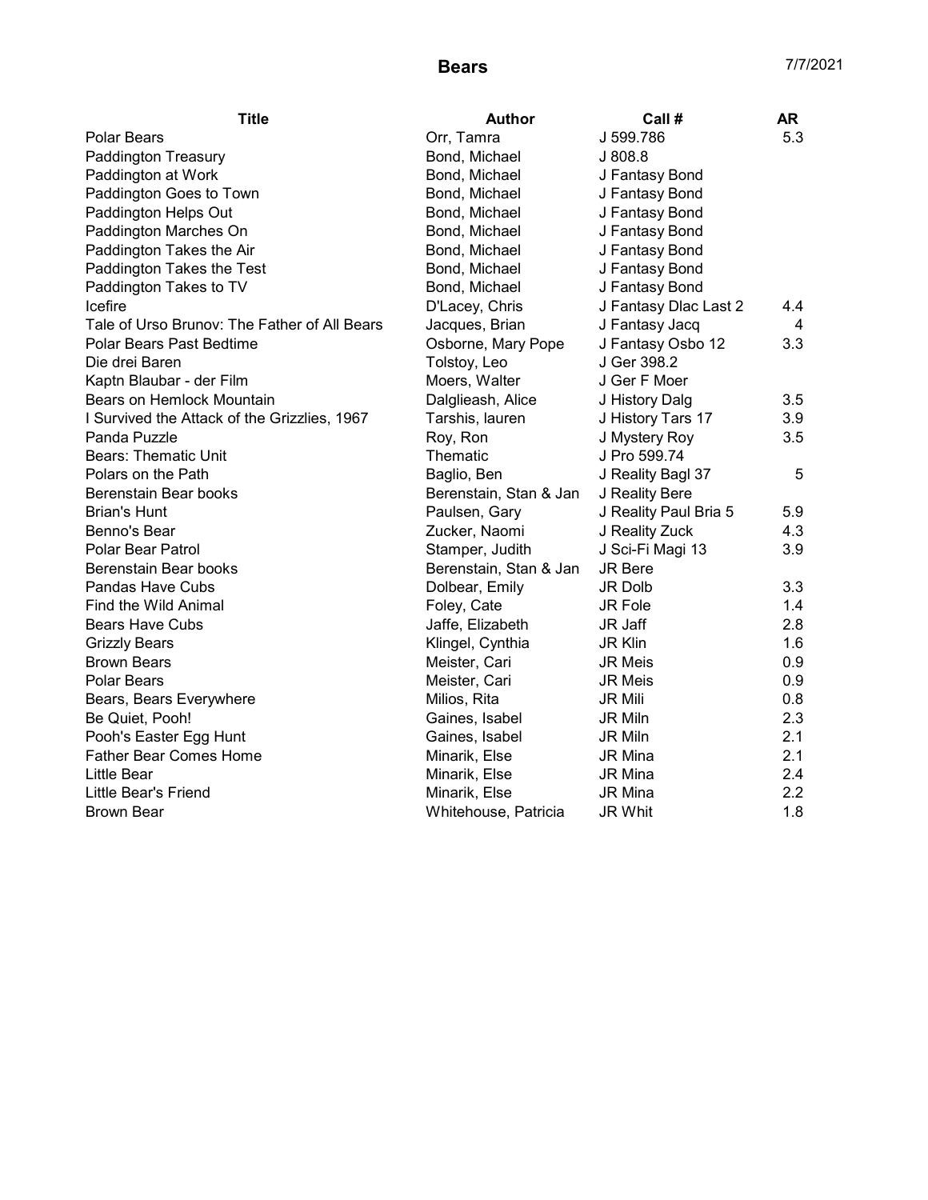# Bears

7/7/2021

| Title | Author | Call # | AR |
|---|---|---|---|
| Polar Bears | Orr, Tamra | J 599.786 | 5.3 |
| Paddington Treasury | Bond, Michael | J 808.8 | |
| Paddington at Work | Bond, Michael | J Fantasy Bond | |
| Paddington Goes to Town | Bond, Michael | J Fantasy Bond | |
| Paddington Helps Out | Bond, Michael | J Fantasy Bond | |
| Paddington Marches On | Bond, Michael | J Fantasy Bond | |
| Paddington Takes the Air | Bond, Michael | J Fantasy Bond | |
| Paddington Takes the Test | Bond, Michael | J Fantasy Bond | |
| Paddington Takes to TV | Bond, Michael | J Fantasy Bond | |
| Icefire | D'Lacey, Chris | J Fantasy Dlac Last 2 | 4.4 |
| Tale of Urso Brunov: The Father of All Bears | Jacques, Brian | J Fantasy Jacq | 4 |
| Polar Bears Past Bedtime | Osborne, Mary Pope | J Fantasy Osbo 12 | 3.3 |
| Die drei Baren | Tolstoy, Leo | J Ger 398.2 | |
| Kaptn Blaubar - der Film | Moers, Walter | J Ger F Moer | |
| Bears on Hemlock Mountain | Dalglieash, Alice | J History Dalg | 3.5 |
| I Survived the Attack of the Grizzlies, 1967 | Tarshis, lauren | J History Tars 17 | 3.9 |
| Panda Puzzle | Roy, Ron | J Mystery Roy | 3.5 |
| Bears: Thematic Unit | Thematic | J Pro 599.74 | |
| Polars on the Path | Baglio, Ben | J Reality Bagl 37 | 5 |
| Berenstain Bear books | Berenstain, Stan & Jan | J Reality Bere | |
| Brian's Hunt | Paulsen, Gary | J Reality Paul Bria 5 | 5.9 |
| Benno's Bear | Zucker, Naomi | J Reality Zuck | 4.3 |
| Polar Bear Patrol | Stamper, Judith | J Sci-Fi Magi 13 | 3.9 |
| Berenstain Bear books | Berenstain, Stan & Jan | JR Bere | |
| Pandas Have Cubs | Dolbear, Emily | JR Dolb | 3.3 |
| Find the Wild Animal | Foley, Cate | JR Fole | 1.4 |
| Bears Have Cubs | Jaffe, Elizabeth | JR Jaff | 2.8 |
| Grizzly Bears | Klingel, Cynthia | JR Klin | 1.6 |
| Brown Bears | Meister, Cari | JR Meis | 0.9 |
| Polar Bears | Meister, Cari | JR Meis | 0.9 |
| Bears, Bears Everywhere | Milios, Rita | JR Mili | 0.8 |
| Be Quiet, Pooh! | Gaines, Isabel | JR Miln | 2.3 |
| Pooh's Easter Egg Hunt | Gaines, Isabel | JR Miln | 2.1 |
| Father Bear Comes Home | Minarik, Else | JR Mina | 2.1 |
| Little Bear | Minarik, Else | JR Mina | 2.4 |
| Little Bear's Friend | Minarik, Else | JR Mina | 2.2 |
| Brown Bear | Whitehouse, Patricia | JR Whit | 1.8 |